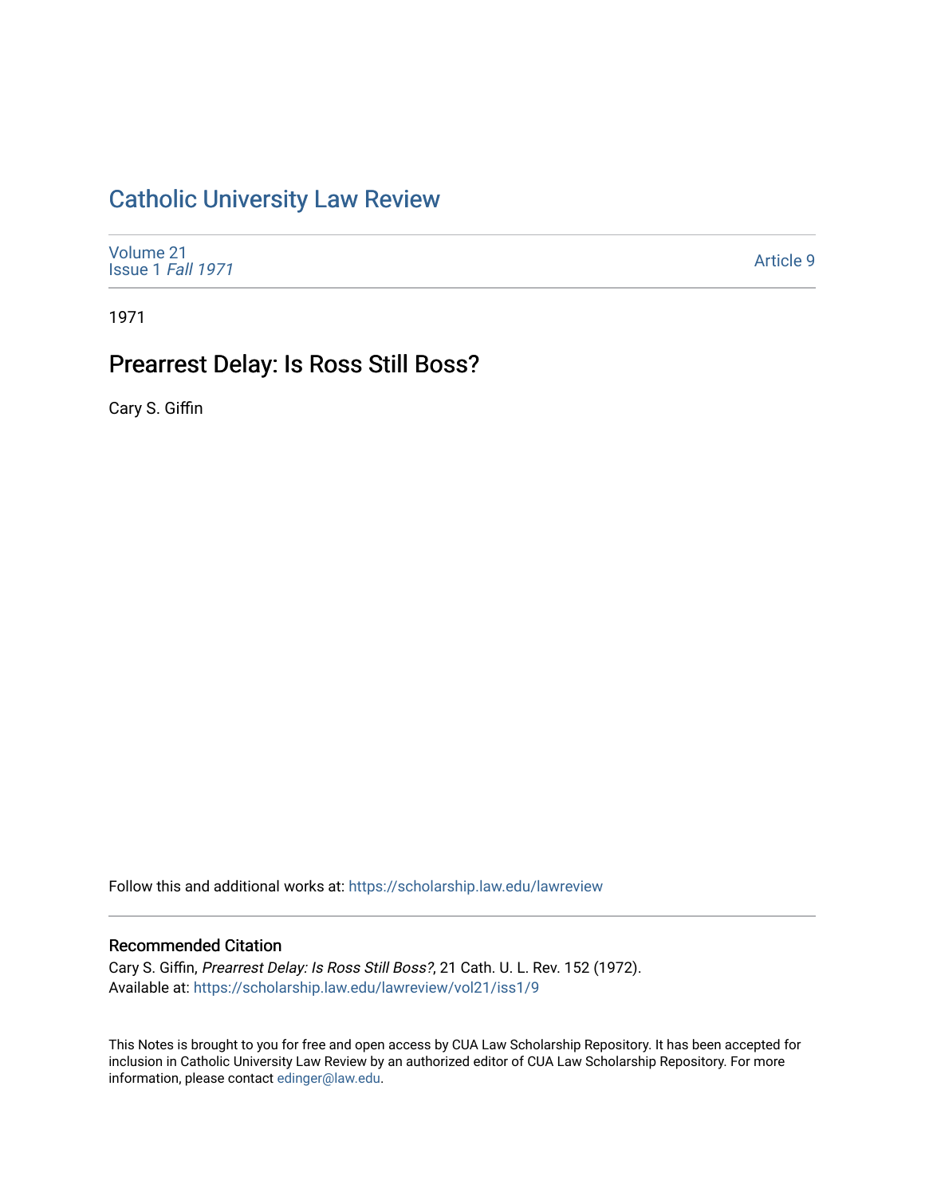# Catholic University Law Review

Volume 21
Issue 1 *Fall 1971*

Article 9

1971

## Prearrest Delay: Is Ross Still Boss?

Cary S. Giffin

Follow this and additional works at: https://scholarship.law.edu/lawreview

### Recommended Citation

Cary S. Giffin, *Prearrest Delay: Is Ross Still Boss?*, 21 Cath. U. L. Rev. 152 (1972).
Available at: https://scholarship.law.edu/lawreview/vol21/iss1/9

This Notes is brought to you for free and open access by CUA Law Scholarship Repository. It has been accepted for inclusion in Catholic University Law Review by an authorized editor of CUA Law Scholarship Repository. For more information, please contact edinger@law.edu.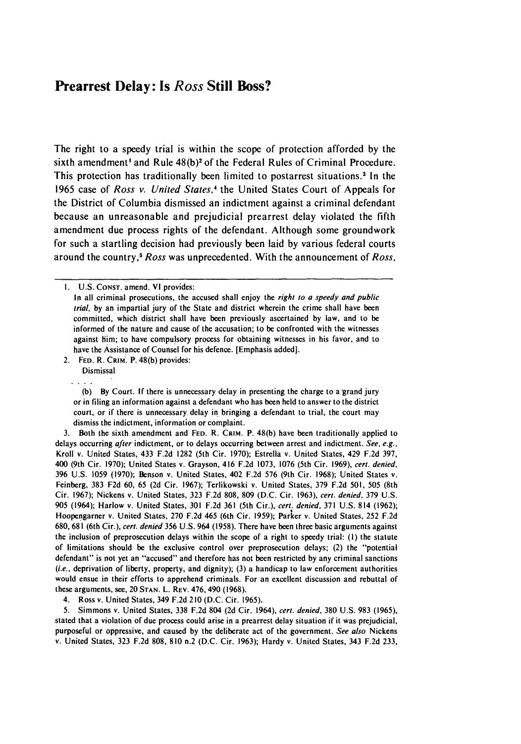# Prearrest Delay: Is *Ross* Still Boss?

The right to a speedy trial is within the scope of protection afforded by the sixth amendment[1] and Rule 48(b)[2] of the Federal Rules of Criminal Procedure. This protection has traditionally been limited to postarrest situations.[3] In the 1965 case of *Ross v. United States*,[4] the United States Court of Appeals for the District of Columbia dismissed an indictment against a criminal defendant because an unreasonable and prejudicial prearrest delay violated the fifth amendment due process rights of the defendant. Although some groundwork for such a startling decision had previously been laid by various federal courts around the country,[5] *Ross* was unprecedented. With the announcement of *Ross*,

---

1. U.S. CONST. amend. VI provides:

   In all criminal prosecutions, the accused shall enjoy the *right to a speedy and public trial*, by an impartial jury of the State and district wherein the crime shall have been committed, which district shall have been previously ascertained by law, and to be informed of the nature and cause of the accusation; to be confronted with the witnesses against him; to have compulsory process for obtaining witnesses in his favor, and to have the Assistance of Counsel for his defence. [Emphasis added].

2. FED. R. CRIM. P. 48(b) provides:

   Dismissal

   . . . .

   (b) By Court. If there is unnecessary delay in presenting the charge to a grand jury or in filing an information against a defendant who has been held to answer to the district court, or if there is unnecessary delay in bringing a defendant to trial, the court may dismiss the indictment, information or complaint.

3. Both the sixth amendment and FED. R. CRIM. P. 48(b) have been traditionally applied to delays occurring *after* indictment, or to delays occurring between arrest and indictment. *See, e.g.*, Kroll v. United States, 433 F.2d 1282 (5th Cir. 1970); Estrella v. United States, 429 F.2d 397, 400 (9th Cir. 1970); United States v. Grayson, 416 F.2d 1073, 1076 (5th Cir. 1969), *cert. denied*, 396 U.S. 1059 (1970); Benson v. United States, 402 F.2d 576 (9th Cir. 1968); United States v. Feinberg, 383 F2d 60, 65 (2d Cir. 1967); Terlikowski v. United States, 379 F.2d 501, 505 (8th Cir. 1967); Nickens v. United States, 323 F.2d 808, 809 (D.C. Cir. 1963), *cert. denied*, 379 U.S. 905 (1964); Harlow v. United States, 301 F.2d 361 (5th Cir.), *cert. denied*, 371 U.S. 814 (1962); Hoopengarner v. United States, 270 F.2d 465 (6th Cir. 1959); Parker v. United States, 252 F.2d 680, 681 (6th Cir.), *cert. denied* 356 U.S. 964 (1958). There have been three basic arguments against the inclusion of preprosecution delays within the scope of a right to speedy trial: (1) the statute of limitations should be the exclusive control over preprosecution delays; (2) the "potential defendant" is not yet an "accused" and therefore has not been restricted by any criminal sanctions (*i.e.*, deprivation of liberty, property, and dignity); (3) a handicap to law enforcement authorities would ensue in their efforts to apprehend criminals. For an excellent discussion and rebuttal of these arguments, see, 20 STAN. L. REV. 476, 490 (1968).

4. Ross v. United States, 349 F.2d 210 (D.C. Cir. 1965).

5. Simmons v. United States, 338 F.2d 804 (2d Cir. 1964), *cert. denied*, 380 U.S. 983 (1965), stated that a violation of due process could arise in a prearrest delay situation if it was prejudicial, purposeful or oppressive, and caused by the deliberate act of the government. *See also* Nickens v. United States, 323 F.2d 808, 810 n.2 (D.C. Cir. 1963); Hardy v. United States, 343 F.2d 233,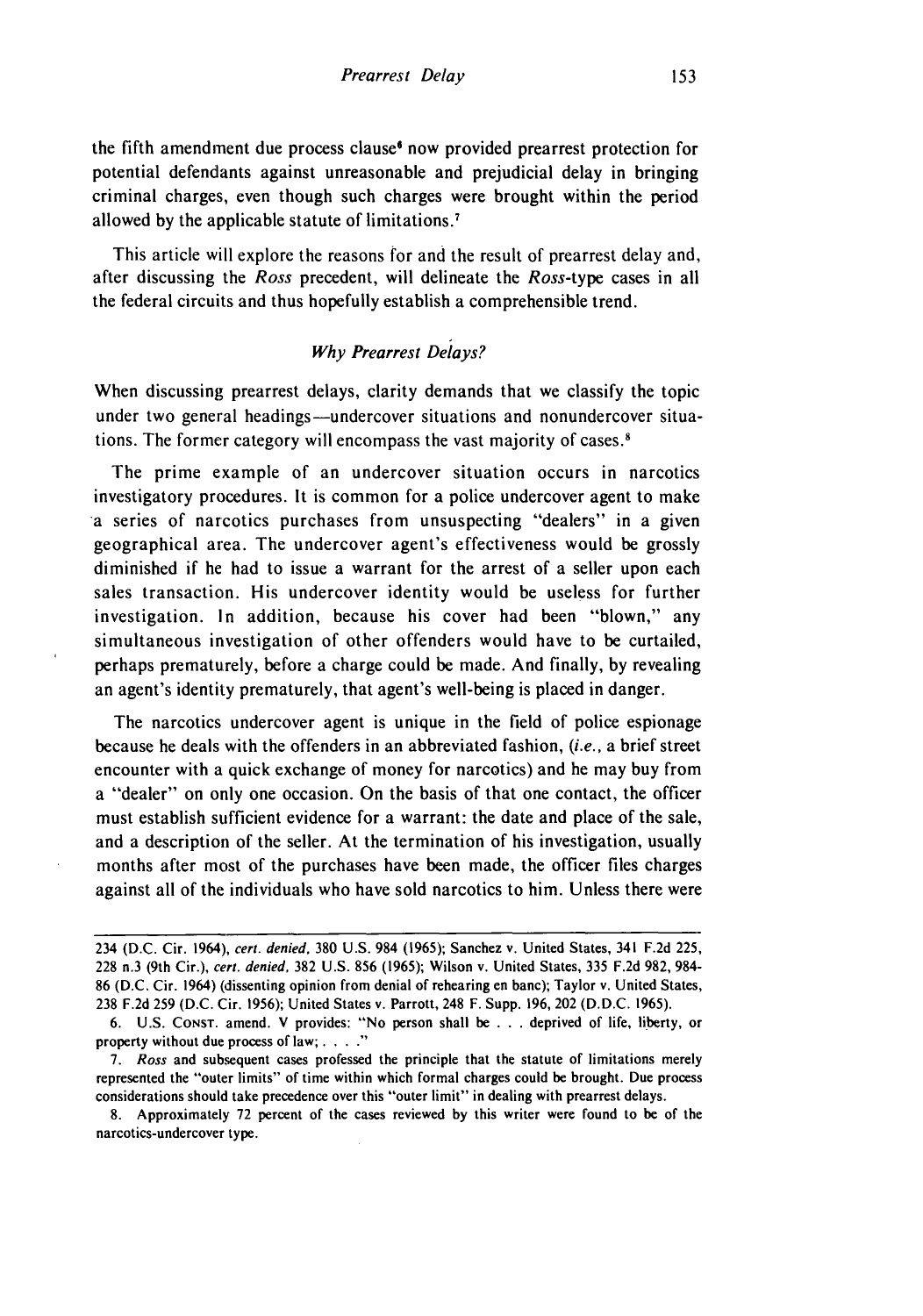the fifth amendment due process clause[6] now provided prearrest protection for potential defendants against unreasonable and prejudicial delay in bringing criminal charges, even though such charges were brought within the period allowed by the applicable statute of limitations.[7]

This article will explore the reasons for and the result of prearrest delay and, after discussing the *Ross* precedent, will delineate the *Ross*-type cases in all the federal circuits and thus hopefully establish a comprehensible trend.

### *Why Prearrest Delays?*

When discussing prearrest delays, clarity demands that we classify the topic under two general headings—undercover situations and nonundercover situations. The former category will encompass the vast majority of cases.[8]

The prime example of an undercover situation occurs in narcotics investigatory procedures. It is common for a police undercover agent to make a series of narcotics purchases from unsuspecting "dealers" in a given geographical area. The undercover agent's effectiveness would be grossly diminished if he had to issue a warrant for the arrest of a seller upon each sales transaction. His undercover identity would be useless for further investigation. In addition, because his cover had been "blown," any simultaneous investigation of other offenders would have to be curtailed, perhaps prematurely, before a charge could be made. And finally, by revealing an agent's identity prematurely, that agent's well-being is placed in danger.

The narcotics undercover agent is unique in the field of police espionage because he deals with the offenders in an abbreviated fashion, (*i.e.*, a brief street encounter with a quick exchange of money for narcotics) and he may buy from a "dealer" on only one occasion. On the basis of that one contact, the officer must establish sufficient evidence for a warrant: the date and place of the sale, and a description of the seller. At the termination of his investigation, usually months after most of the purchases have been made, the officer files charges against all of the individuals who have sold narcotics to him. Unless there were

---

234 (D.C. Cir. 1964), *cert. denied*, 380 U.S. 984 (1965); Sanchez v. United States, 341 F.2d 225, 228 n.3 (9th Cir.), *cert. denied*, 382 U.S. 856 (1965); Wilson v. United States, 335 F.2d 982, 984-86 (D.C. Cir. 1964) (dissenting opinion from denial of rehearing en banc); Taylor v. United States, 238 F.2d 259 (D.C. Cir. 1956); United States v. Parrott, 248 F. Supp. 196, 202 (D.D.C. 1965).

6. U.S. CONST. amend. V provides: "No person shall be . . . deprived of life, liberty, or property without due process of law; . . . ."

7. *Ross* and subsequent cases professed the principle that the statute of limitations merely represented the "outer limits" of time within which formal charges could be brought. Due process considerations should take precedence over this "outer limit" in dealing with prearrest delays.

8. Approximately 72 percent of the cases reviewed by this writer were found to be of the narcotics-undercover type.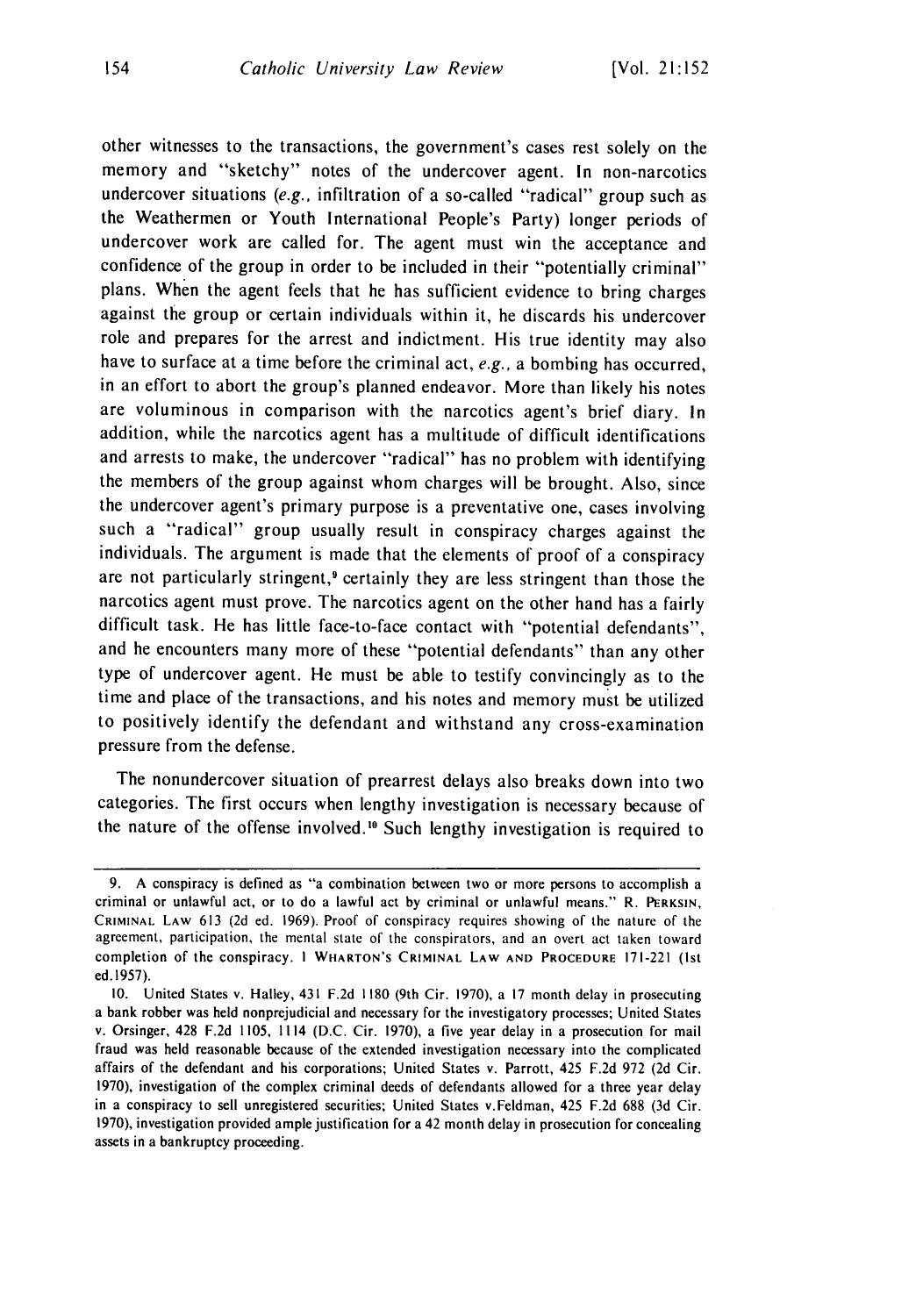other witnesses to the transactions, the government's cases rest solely on the memory and "sketchy" notes of the undercover agent. In non-narcotics undercover situations (*e.g.*, infiltration of a so-called "radical" group such as the Weathermen or Youth International People's Party) longer periods of undercover work are called for. The agent must win the acceptance and confidence of the group in order to be included in their "potentially criminal" plans. When the agent feels that he has sufficient evidence to bring charges against the group or certain individuals within it, he discards his undercover role and prepares for the arrest and indictment. His true identity may also have to surface at a time before the criminal act, *e.g.*, a bombing has occurred, in an effort to abort the group's planned endeavor. More than likely his notes are voluminous in comparison with the narcotics agent's brief diary. In addition, while the narcotics agent has a multitude of difficult identifications and arrests to make, the undercover "radical" has no problem with identifying the members of the group against whom charges will be brought. Also, since the undercover agent's primary purpose is a preventative one, cases involving such a "radical" group usually result in conspiracy charges against the individuals. The argument is made that the elements of proof of a conspiracy are not particularly stringent,[9] certainly they are less stringent than those the narcotics agent must prove. The narcotics agent on the other hand has a fairly difficult task. He has little face-to-face contact with "potential defendants", and he encounters many more of these "potential defendants" than any other type of undercover agent. He must be able to testify convincingly as to the time and place of the transactions, and his notes and memory must be utilized to positively identify the defendant and withstand any cross-examination pressure from the defense.

The nonundercover situation of prearrest delays also breaks down into two categories. The first occurs when lengthy investigation is necessary because of the nature of the offense involved.[10] Such lengthy investigation is required to

---

9. A conspiracy is defined as "a combination between two or more persons to accomplish a criminal or unlawful act, or to do a lawful act by criminal or unlawful means." R. PERKSIN, CRIMINAL LAW 613 (2d ed. 1969). Proof of conspiracy requires showing of the nature of the agreement, participation, the mental state of the conspirators, and an overt act taken toward completion of the conspiracy. 1 WHARTON'S CRIMINAL LAW AND PROCEDURE 171-221 (1st ed.1957).

10. United States v. Halley, 431 F.2d 1180 (9th Cir. 1970), a 17 month delay in prosecuting a bank robber was held nonprejudicial and necessary for the investigatory processes; United States v. Orsinger, 428 F.2d 1105, 1114 (D.C. Cir. 1970), a five year delay in a prosecution for mail fraud was held reasonable because of the extended investigation necessary into the complicated affairs of the defendant and his corporations; United States v. Parrott, 425 F.2d 972 (2d Cir. 1970), investigation of the complex criminal deeds of defendants allowed for a three year delay in a conspiracy to sell unregistered securities; United States v.Feldman, 425 F.2d 688 (3d Cir. 1970), investigation provided ample justification for a 42 month delay in prosecution for concealing assets in a bankruptcy proceeding.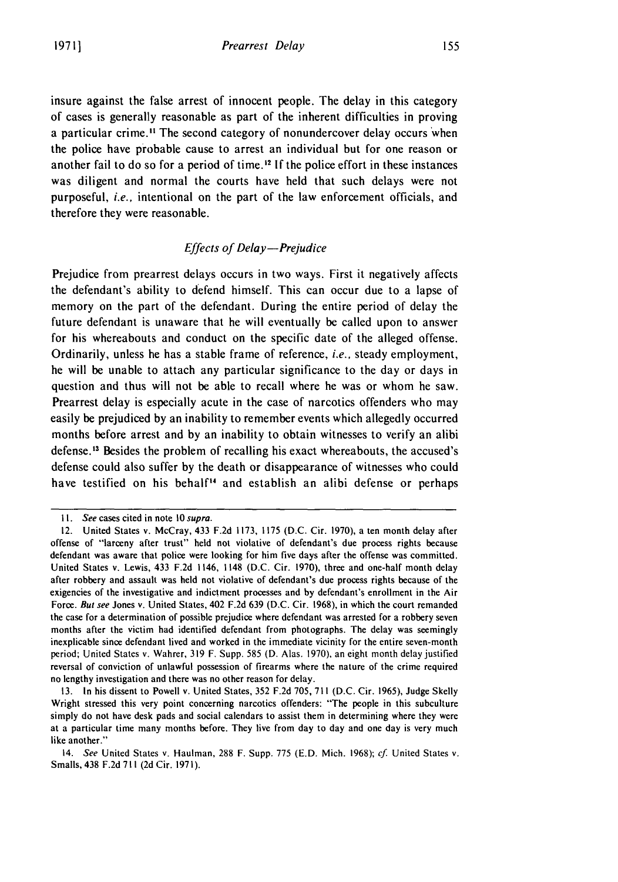insure against the false arrest of innocent people. The delay in this category of cases is generally reasonable as part of the inherent difficulties in proving a particular crime.[11] The second category of nonundercover delay occurs when the police have probable cause to arrest an individual but for one reason or another fail to do so for a period of time.[12] If the police effort in these instances was diligent and normal the courts have held that such delays were not purposeful, *i.e.*, intentional on the part of the law enforcement officials, and therefore they were reasonable.

### *Effects of Delay—Prejudice*

Prejudice from prearrest delays occurs in two ways. First it negatively affects the defendant's ability to defend himself. This can occur due to a lapse of memory on the part of the defendant. During the entire period of delay the future defendant is unaware that he will eventually be called upon to answer for his whereabouts and conduct on the specific date of the alleged offense. Ordinarily, unless he has a stable frame of reference, *i.e.*, steady employment, he will be unable to attach any particular significance to the day or days in question and thus will not be able to recall where he was or whom he saw. Prearrest delay is especially acute in the case of narcotics offenders who may easily be prejudiced by an inability to remember events which allegedly occurred months before arrest and by an inability to obtain witnesses to verify an alibi defense.[13] Besides the problem of recalling his exact whereabouts, the accused's defense could also suffer by the death or disappearance of witnesses who could have testified on his behalf[14] and establish an alibi defense or perhaps

---

11. *See* cases cited in note 10 *supra*.

12. United States v. McCray, 433 F.2d 1173, 1175 (D.C. Cir. 1970), a ten month delay after offense of "larceny after trust" held not violative of defendant's due process rights because defendant was aware that police were looking for him five days after the offense was committed. United States v. Lewis, 433 F.2d 1146, 1148 (D.C. Cir. 1970), three and one-half month delay after robbery and assault was held not violative of defendant's due process rights because of the exigencies of the investigative and indictment processes and by defendant's enrollment in the Air Force. *But see* Jones v. United States, 402 F.2d 639 (D.C. Cir. 1968), in which the court remanded the case for a determination of possible prejudice where defendant was arrested for a robbery seven months after the victim had identified defendant from photographs. The delay was seemingly inexplicable since defendant lived and worked in the immediate vicinity for the entire seven-month period; United States v. Wahrer, 319 F. Supp. 585 (D. Alas. 1970), an eight month delay justified reversal of conviction of unlawful possession of firearms where the nature of the crime required no lengthy investigation and there was no other reason for delay.

13. In his dissent to Powell v. United States, 352 F.2d 705, 711 (D.C. Cir. 1965), Judge Skelly Wright stressed this very point concerning narcotics offenders: "The people in this subculture simply do not have desk pads and social calendars to assist them in determining where they were at a particular time many months before. They live from day to day and one day is very much like another."

14. *See* United States v. Haulman, 288 F. Supp. 775 (E.D. Mich. 1968); *cf.* United States v. Smalls, 438 F.2d 711 (2d Cir. 1971).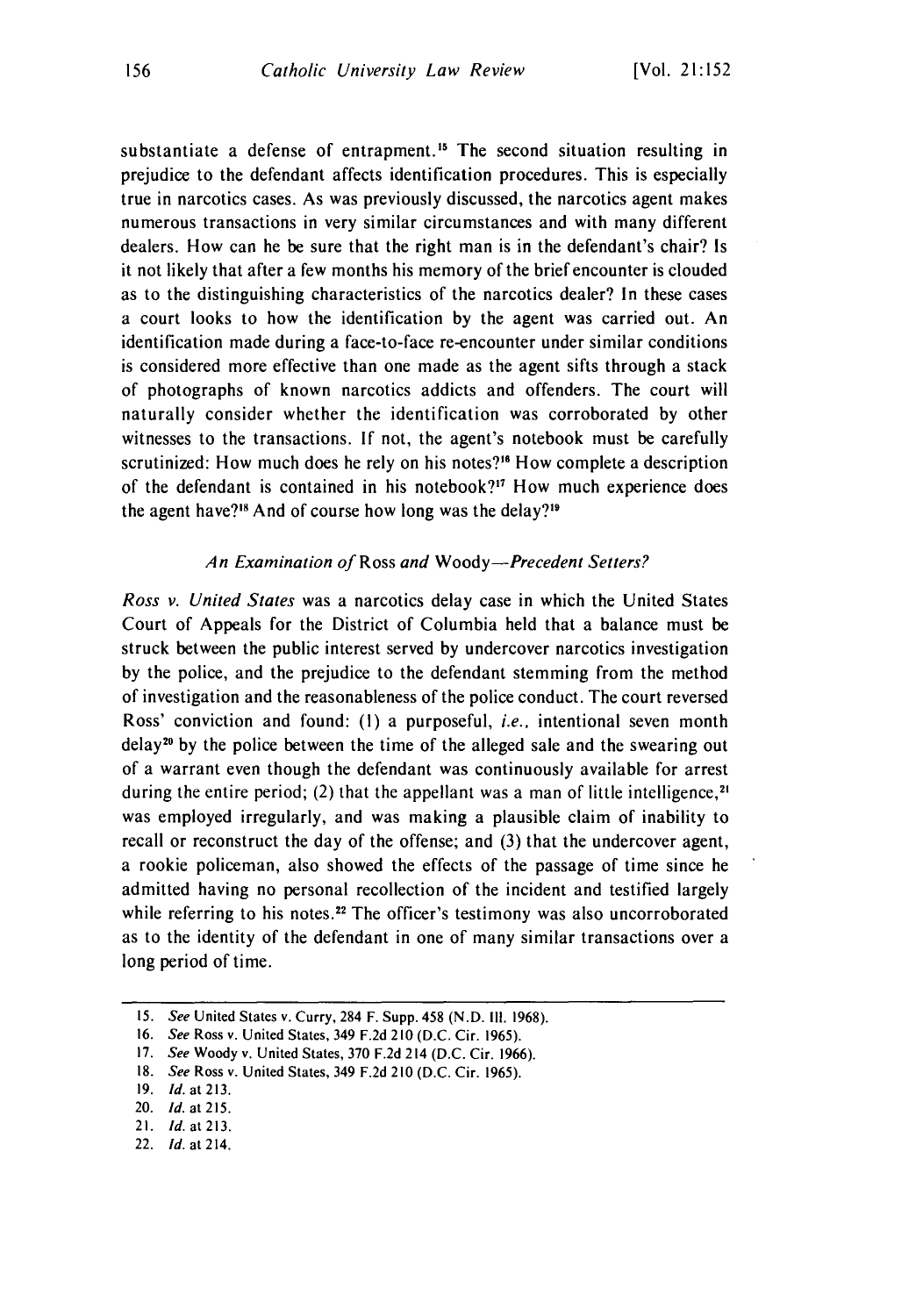substantiate a defense of entrapment.[15] The second situation resulting in prejudice to the defendant affects identification procedures. This is especially true in narcotics cases. As was previously discussed, the narcotics agent makes numerous transactions in very similar circumstances and with many different dealers. How can he be sure that the right man is in the defendant's chair? Is it not likely that after a few months his memory of the brief encounter is clouded as to the distinguishing characteristics of the narcotics dealer? In these cases a court looks to how the identification by the agent was carried out. An identification made during a face-to-face re-encounter under similar conditions is considered more effective than one made as the agent sifts through a stack of photographs of known narcotics addicts and offenders. The court will naturally consider whether the identification was corroborated by other witnesses to the transactions. If not, the agent's notebook must be carefully scrutinized: How much does he rely on his notes?[16] How complete a description of the defendant is contained in his notebook?[17] How much experience does the agent have?[18] And of course how long was the delay?[19]

### *An Examination of* Ross *and* Woody*—Precedent Setters?*

*Ross v. United States* was a narcotics delay case in which the United States Court of Appeals for the District of Columbia held that a balance must be struck between the public interest served by undercover narcotics investigation by the police, and the prejudice to the defendant stemming from the method of investigation and the reasonableness of the police conduct. The court reversed Ross' conviction and found: (1) a purposeful, *i.e.*, intentional seven month delay[20] by the police between the time of the alleged sale and the swearing out of a warrant even though the defendant was continuously available for arrest during the entire period; (2) that the appellant was a man of little intelligence,[21] was employed irregularly, and was making a plausible claim of inability to recall or reconstruct the day of the offense; and (3) that the undercover agent, a rookie policeman, also showed the effects of the passage of time since he admitted having no personal recollection of the incident and testified largely while referring to his notes.[22] The officer's testimony was also uncorroborated as to the identity of the defendant in one of many similar transactions over a long period of time.

---

15. *See* United States v. Curry, 284 F. Supp. 458 (N.D. Ill. 1968).
16. *See* Ross v. United States, 349 F.2d 210 (D.C. Cir. 1965).
17. *See* Woody v. United States, 370 F.2d 214 (D.C. Cir. 1966).
18. *See* Ross v. United States, 349 F.2d 210 (D.C. Cir. 1965).
19. *Id.* at 213.
20. *Id.* at 215.
21. *Id.* at 213.
22. *Id.* at 214.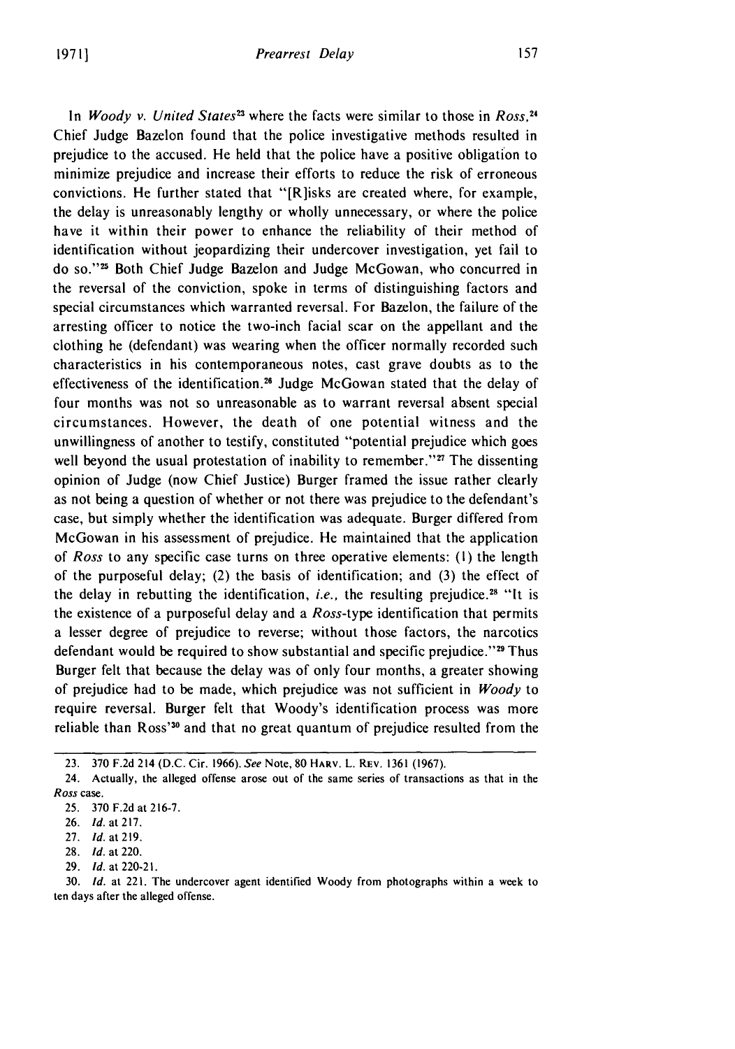In *Woody v. United States*[23] where the facts were similar to those in *Ross*,[24] Chief Judge Bazelon found that the police investigative methods resulted in prejudice to the accused. He held that the police have a positive obligation to minimize prejudice and increase their efforts to reduce the risk of erroneous convictions. He further stated that "[R]isks are created where, for example, the delay is unreasonably lengthy or wholly unnecessary, or where the police have it within their power to enhance the reliability of their method of identification without jeopardizing their undercover investigation, yet fail to do so."[25] Both Chief Judge Bazelon and Judge McGowan, who concurred in the reversal of the conviction, spoke in terms of distinguishing factors and special circumstances which warranted reversal. For Bazelon, the failure of the arresting officer to notice the two-inch facial scar on the appellant and the clothing he (defendant) was wearing when the officer normally recorded such characteristics in his contemporaneous notes, cast grave doubts as to the effectiveness of the identification.[26] Judge McGowan stated that the delay of four months was not so unreasonable as to warrant reversal absent special circumstances. However, the death of one potential witness and the unwillingness of another to testify, constituted "potential prejudice which goes well beyond the usual protestation of inability to remember."[27] The dissenting opinion of Judge (now Chief Justice) Burger framed the issue rather clearly as not being a question of whether or not there was prejudice to the defendant's case, but simply whether the identification was adequate. Burger differed from McGowan in his assessment of prejudice. He maintained that the application of *Ross* to any specific case turns on three operative elements: (1) the length of the purposeful delay; (2) the basis of identification; and (3) the effect of the delay in rebutting the identification, *i.e.*, the resulting prejudice.[28] "It is the existence of a purposeful delay and a *Ross*-type identification that permits a lesser degree of prejudice to reverse; without those factors, the narcotics defendant would be required to show substantial and specific prejudice."[29] Thus Burger felt that because the delay was of only four months, a greater showing of prejudice had to be made, which prejudice was not sufficient in *Woody* to require reversal. Burger felt that Woody's identification process was more reliable than Ross'[30] and that no great quantum of prejudice resulted from the

---

23. 370 F.2d 214 (D.C. Cir. 1966). *See* Note, 80 HARV. L. REV. 1361 (1967).

24. Actually, the alleged offense arose out of the same series of transactions as that in the *Ross* case.

25. 370 F.2d at 216-7.

26. *Id.* at 217.

27. *Id.* at 219.

28. *Id.* at 220.

29. *Id.* at 220-21.

30. *Id.* at 221. The undercover agent identified Woody from photographs within a week to ten days after the alleged offense.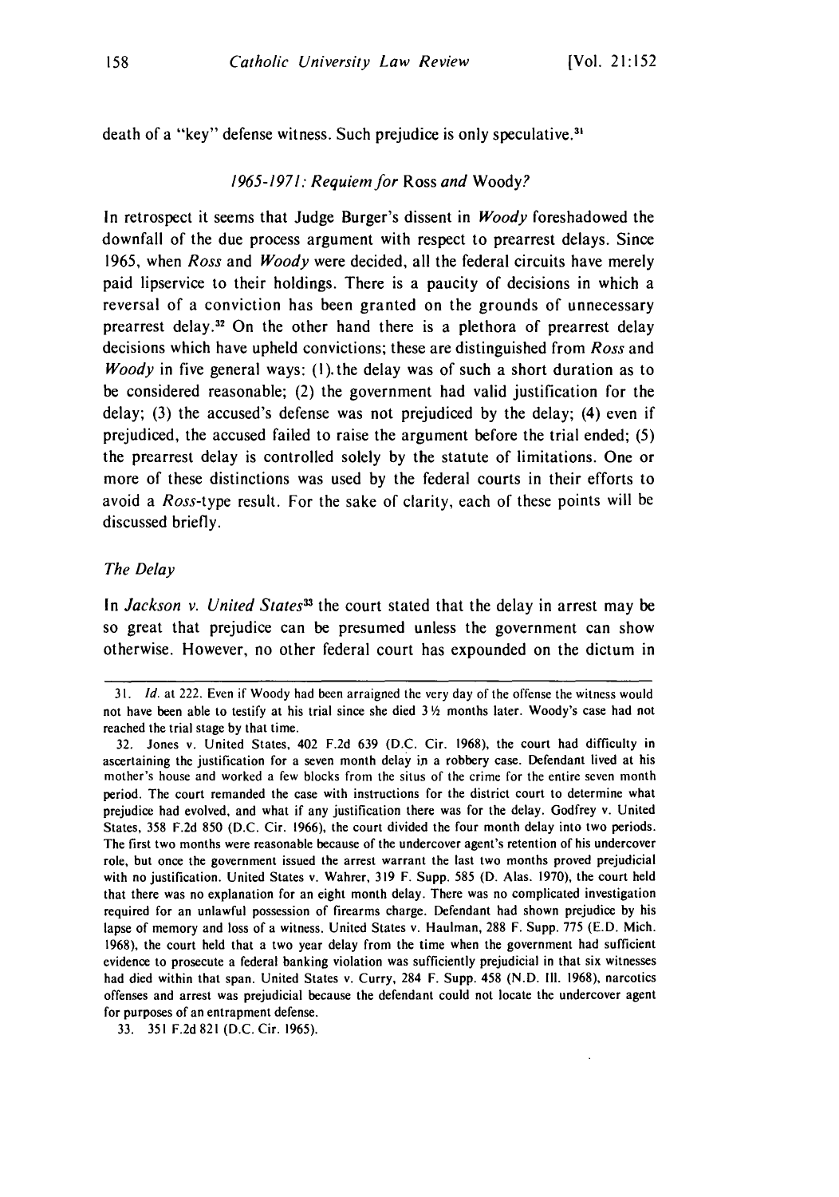death of a "key" defense witness. Such prejudice is only speculative.[31]

### *1965-1971: Requiem for* Ross *and* Woody*?*

In retrospect it seems that Judge Burger's dissent in *Woody* foreshadowed the downfall of the due process argument with respect to prearrest delays. Since 1965, when *Ross* and *Woody* were decided, all the federal circuits have merely paid lipservice to their holdings. There is a paucity of decisions in which a reversal of a conviction has been granted on the grounds of unnecessary prearrest delay.[32] On the other hand there is a plethora of prearrest delay decisions which have upheld convictions; these are distinguished from *Ross* and *Woody* in five general ways: (1) the delay was of such a short duration as to be considered reasonable; (2) the government had valid justification for the delay; (3) the accused's defense was not prejudiced by the delay; (4) even if prejudiced, the accused failed to raise the argument before the trial ended; (5) the prearrest delay is controlled solely by the statute of limitations. One or more of these distinctions was used by the federal courts in their efforts to avoid a *Ross*-type result. For the sake of clarity, each of these points will be discussed briefly.

### *The Delay*

In *Jackson v. United States*[33] the court stated that the delay in arrest may be so great that prejudice can be presumed unless the government can show otherwise. However, no other federal court has expounded on the dictum in

---

31. *Id.* at 222. Even if Woody had been arraigned the very day of the offense the witness would not have been able to testify at his trial since she died 3½ months later. Woody's case had not reached the trial stage by that time.

32. Jones v. United States, 402 F.2d 639 (D.C. Cir. 1968), the court had difficulty in ascertaining the justification for a seven month delay in a robbery case. Defendant lived at his mother's house and worked a few blocks from the situs of the crime for the entire seven month period. The court remanded the case with instructions for the district court to determine what prejudice had evolved, and what if any justification there was for the delay. Godfrey v. United States, 358 F.2d 850 (D.C. Cir. 1966), the court divided the four month delay into two periods. The first two months were reasonable because of the undercover agent's retention of his undercover role, but once the government issued the arrest warrant the last two months proved prejudicial with no justification. United States v. Wahrer, 319 F. Supp. 585 (D. Alas. 1970), the court held that there was no explanation for an eight month delay. There was no complicated investigation required for an unlawful possession of firearms charge. Defendant had shown prejudice by his lapse of memory and loss of a witness. United States v. Haulman, 288 F. Supp. 775 (E.D. Mich. 1968), the court held that a two year delay from the time when the government had sufficient evidence to prosecute a federal banking violation was sufficiently prejudicial in that six witnesses had died within that span. United States v. Curry, 284 F. Supp. 458 (N.D. Ill. 1968), narcotics offenses and arrest was prejudicial because the defendant could not locate the undercover agent for purposes of an entrapment defense.

33. 351 F.2d 821 (D.C. Cir. 1965).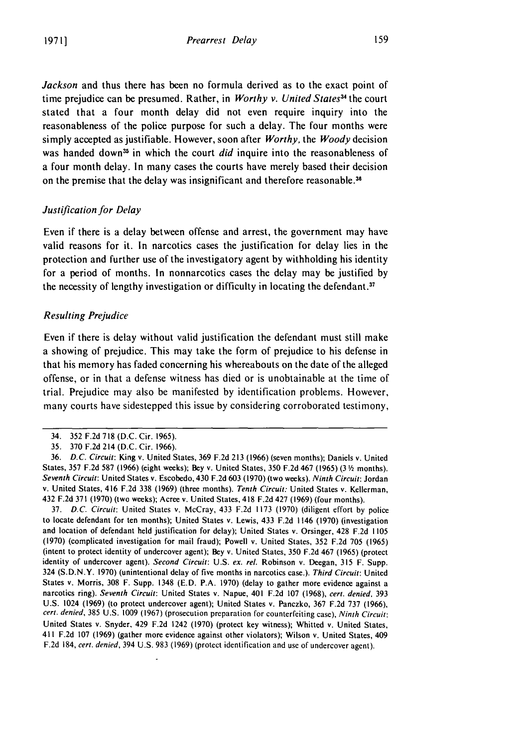*Jackson* and thus there has been no formula derived as to the exact point of time prejudice can be presumed. Rather, in *Worthy v. United States*[34] the court stated that a four month delay did not even require inquiry into the reasonableness of the police purpose for such a delay. The four months were simply accepted as justifiable. However, soon after *Worthy*, the *Woody* decision was handed down[35] in which the court *did* inquire into the reasonableness of a four month delay. In many cases the courts have merely based their decision on the premise that the delay was insignificant and therefore reasonable.[36]

### *Justification for Delay*

Even if there is a delay between offense and arrest, the government may have valid reasons for it. In narcotics cases the justification for delay lies in the protection and further use of the investigatory agent by withholding his identity for a period of months. In nonnarcotics cases the delay may be justified by the necessity of lengthy investigation or difficulty in locating the defendant.[37]

### *Resulting Prejudice*

Even if there is delay without valid justification the defendant must still make a showing of prejudice. This may take the form of prejudice to his defense in that his memory has faded concerning his whereabouts on the date of the alleged offense, or in that a defense witness has died or is unobtainable at the time of trial. Prejudice may also be manifested by identification problems. However, many courts have sidestepped this issue by considering corroborated testimony,

---

34. 352 F.2d 718 (D.C. Cir. 1965).

35. 370 F.2d 214 (D.C. Cir. 1966).

36. *D.C. Circuit*: King v. United States, 369 F.2d 213 (1966) (seven months); Daniels v. United States, 357 F.2d 587 (1966) (eight weeks); Bey v. United States, 350 F.2d 467 (1965) (3 ½ months). *Seventh Circuit*: United States v. Escobedo, 430 F.2d 603 (1970) (two weeks). *Ninth Circuit*: Jordan v. United States, 416 F.2d 338 (1969) (three months). *Tenth Circuit*: United States v. Kellerman, 432 F.2d 371 (1970) (two weeks); Acree v. United States, 418 F.2d 427 (1969) (four months).

37. *D.C. Circuit*: United States v. McCray, 433 F.2d 1173 (1970) (diligent effort by police to locate defendant for ten months); United States v. Lewis, 433 F.2d 1146 (1970) (investigation and location of defendant held justification for delay); United States v. Orsinger, 428 F.2d 1105 (1970) (complicated investigation for mail fraud); Powell v. United States, 352 F.2d 705 (1965) (intent to protect identity of undercover agent); Bey v. United States, 350 F.2d 467 (1965) (protect identity of undercover agent). *Second Circuit*: U.S. *ex. rel.* Robinson v. Deegan, 315 F. Supp. 324 (S.D.N.Y. 1970) (unintentional delay of five months in narcotics case.). *Third Circuit*: United States v. Morris, 308 F. Supp. 1348 (E.D. P.A. 1970) (delay to gather more evidence against a narcotics ring). *Seventh Circuit*: United States v. Napue, 401 F.2d 107 (1968), *cert. denied*, 393 U.S. 1024 (1969) (to protect undercover agent); United States v. Panczko, 367 F.2d 737 (1966), *cert. denied*, 385 U.S. 1009 (1967) (prosecution preparation for counterfeiting case), *Ninth Circuit*: United States v. Snyder, 429 F.2d 1242 (1970) (protect key witness); Whitted v. United States, 411 F.2d 107 (1969) (gather more evidence against other violators); Wilson v. United States, 409 F.2d 184, *cert. denied*, 394 U.S. 983 (1969) (protect identification and use of undercover agent).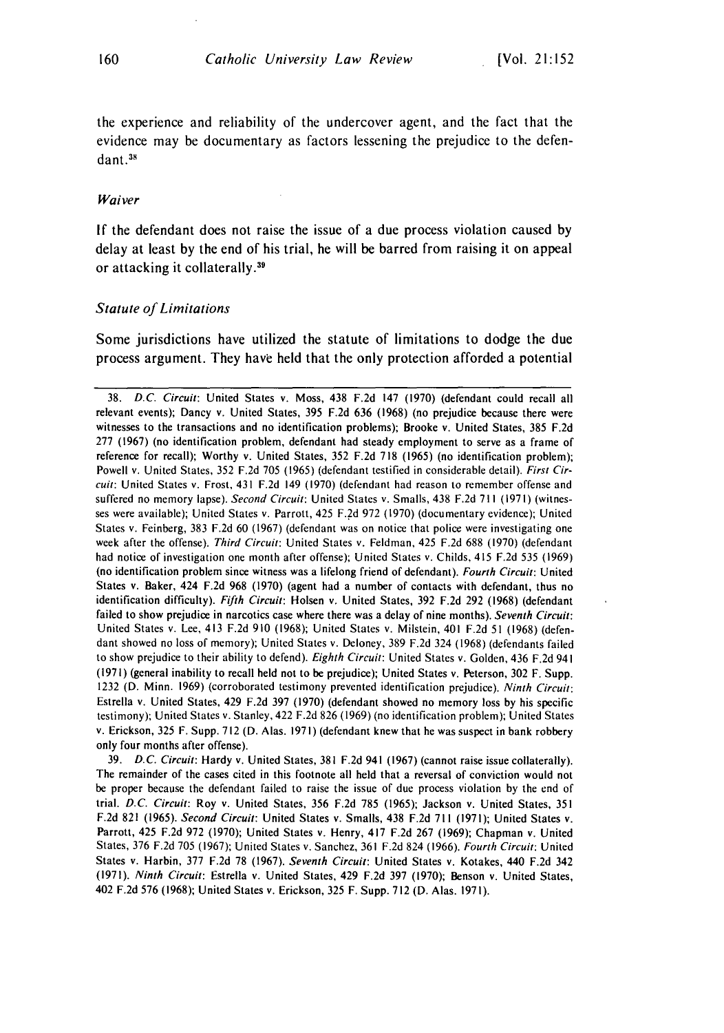the experience and reliability of the undercover agent, and the fact that the evidence may be documentary as factors lessening the prejudice to the defendant.[38]

*Waiver*

If the defendant does not raise the issue of a due process violation caused by delay at least by the end of his trial, he will be barred from raising it on appeal or attacking it collaterally.[39]

*Statute of Limitations*

Some jurisdictions have utilized the statute of limitations to dodge the due process argument. They have held that the only protection afforded a potential

---

38. *D.C. Circuit*: United States v. Moss, 438 F.2d 147 (1970) (defendant could recall all relevant events); Dancy v. United States, 395 F.2d 636 (1968) (no prejudice because there were witnesses to the transactions and no identification problems); Brooke v. United States, 385 F.2d 277 (1967) (no identification problem, defendant had steady employment to serve as a frame of reference for recall); Worthy v. United States, 352 F.2d 718 (1965) (no identification problem); Powell v. United States, 352 F.2d 705 (1965) (defendant testified in considerable detail). *First Circuit*: United States v. Frost, 431 F.2d 149 (1970) (defendant had reason to remember offense and suffered no memory lapse). *Second Circuit*: United States v. Smalls, 438 F.2d 711 (1971) (witnesses were available); United States v. Parrott, 425 F.2d 972 (1970) (documentary evidence); United States v. Feinberg, 383 F.2d 60 (1967) (defendant was on notice that police were investigating one week after the offense). *Third Circuit*: United States v. Feldman, 425 F.2d 688 (1970) (defendant had notice of investigation one month after offense); United States v. Childs, 415 F.2d 535 (1969) (no identification problem since witness was a lifelong friend of defendant). *Fourth Circuit*: United States v. Baker, 424 F.2d 968 (1970) (agent had a number of contacts with defendant, thus no identification difficulty). *Fifth Circuit*: Holsen v. United States, 392 F.2d 292 (1968) (defendant failed to show prejudice in narcotics case where there was a delay of nine months). *Seventh Circuit*: United States v. Lee, 413 F.2d 910 (1968); United States v. Milstein, 401 F.2d 51 (1968) (defendant showed no loss of memory); United States v. Deloney, 389 F.2d 324 (1968) (defendants failed to show prejudice to their ability to defend). *Eighth Circuit*: United States v. Golden, 436 F.2d 941 (1971) (general inability to recall held not to be prejudice); United States v. Peterson, 302 F. Supp. 1232 (D. Minn. 1969) (corroborated testimony prevented identification prejudice). *Ninth Circuit*: Estrella v. United States, 429 F.2d 397 (1970) (defendant showed no memory loss by his specific testimony); United States v. Stanley, 422 F.2d 826 (1969) (no identification problem); United States v. Erickson, 325 F. Supp. 712 (D. Alas. 1971) (defendant knew that he was suspect in bank robbery only four months after offense).

39. *D.C. Circuit*: Hardy v. United States, 381 F.2d 941 (1967) (cannot raise issue collaterally). The remainder of the cases cited in this footnote all held that a reversal of conviction would not be proper because the defendant failed to raise the issue of due process violation by the end of trial. *D.C. Circuit*: Roy v. United States, 356 F.2d 785 (1965); Jackson v. United States, 351 F.2d 821 (1965). *Second Circuit*: United States v. Smalls, 438 F.2d 711 (1971); United States v. Parrott, 425 F.2d 972 (1970); United States v. Henry, 417 F.2d 267 (1969); Chapman v. United States, 376 F.2d 705 (1967); United States v. Sanchez, 361 F.2d 824 (1966). *Fourth Circuit*: United States v. Harbin, 377 F.2d 78 (1967). *Seventh Circuit*: United States v. Kotakes, 440 F.2d 342 (1971). *Ninth Circuit*: Estrella v. United States, 429 F.2d 397 (1970); Benson v. United States, 402 F.2d 576 (1968); United States v. Erickson, 325 F. Supp. 712 (D. Alas. 1971).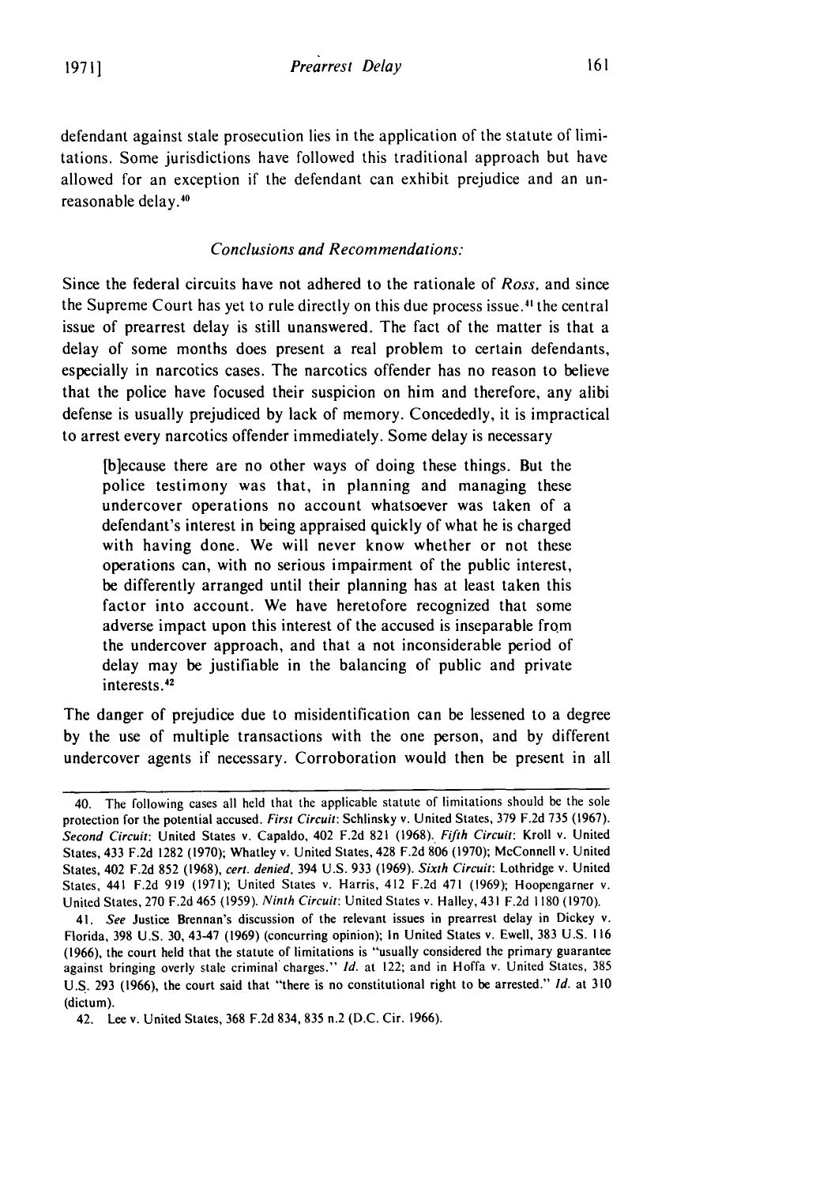defendant against stale prosecution lies in the application of the statute of limitations. Some jurisdictions have followed this traditional approach but have allowed for an exception if the defendant can exhibit prejudice and an unreasonable delay.[40]

*Conclusions and Recommendations:*

Since the federal circuits have not adhered to the rationale of *Ross*, and since the Supreme Court has yet to rule directly on this due process issue,[41] the central issue of prearrest delay is still unanswered. The fact of the matter is that a delay of some months does present a real problem to certain defendants, especially in narcotics cases. The narcotics offender has no reason to believe that the police have focused their suspicion on him and therefore, any alibi defense is usually prejudiced by lack of memory. Concededly, it is impractical to arrest every narcotics offender immediately. Some delay is necessary

> [b]ecause there are no other ways of doing these things. But the police testimony was that, in planning and managing these undercover operations no account whatsoever was taken of a defendant's interest in being appraised quickly of what he is charged with having done. We will never know whether or not these operations can, with no serious impairment of the public interest, be differently arranged until their planning has at least taken this factor into account. We have heretofore recognized that some adverse impact upon this interest of the accused is inseparable from the undercover approach, and that a not inconsiderable period of delay may be justifiable in the balancing of public and private interests.[42]

The danger of prejudice due to misidentification can be lessened to a degree by the use of multiple transactions with the one person, and by different undercover agents if necessary. Corroboration would then be present in all

---

40. The following cases all held that the applicable statute of limitations should be the sole protection for the potential accused. *First Circuit*: Schlinsky v. United States, 379 F.2d 735 (1967). *Second Circuit*: United States v. Capaldo, 402 F.2d 821 (1968). *Fifth Circuit*: Kroll v. United States, 433 F.2d 1282 (1970); Whatley v. United States, 428 F.2d 806 (1970); McConnell v. United States, 402 F.2d 852 (1968), *cert. denied*, 394 U.S. 933 (1969). *Sixth Circuit*: Lothridge v. United States, 441 F.2d 919 (1971); United States v. Harris, 412 F.2d 471 (1969); Hoopengarner v. United States, 270 F.2d 465 (1959). *Ninth Circuit*: United States v. Halley, 431 F.2d 1180 (1970).

41. *See* Justice Brennan's discussion of the relevant issues in prearrest delay in Dickey v. Florida, 398 U.S. 30, 43-47 (1969) (concurring opinion); In United States v. Ewell, 383 U.S. 116 (1966), the court held that the statute of limitations is "usually considered the primary guarantee against bringing overly stale criminal charges." *Id.* at 122; and in Hoffa v. United States, 385 U.S. 293 (1966), the court said that "there is no constitutional right to be arrested." *Id.* at 310 (dictum).

42. Lee v. United States, 368 F.2d 834, 835 n.2 (D.C. Cir. 1966).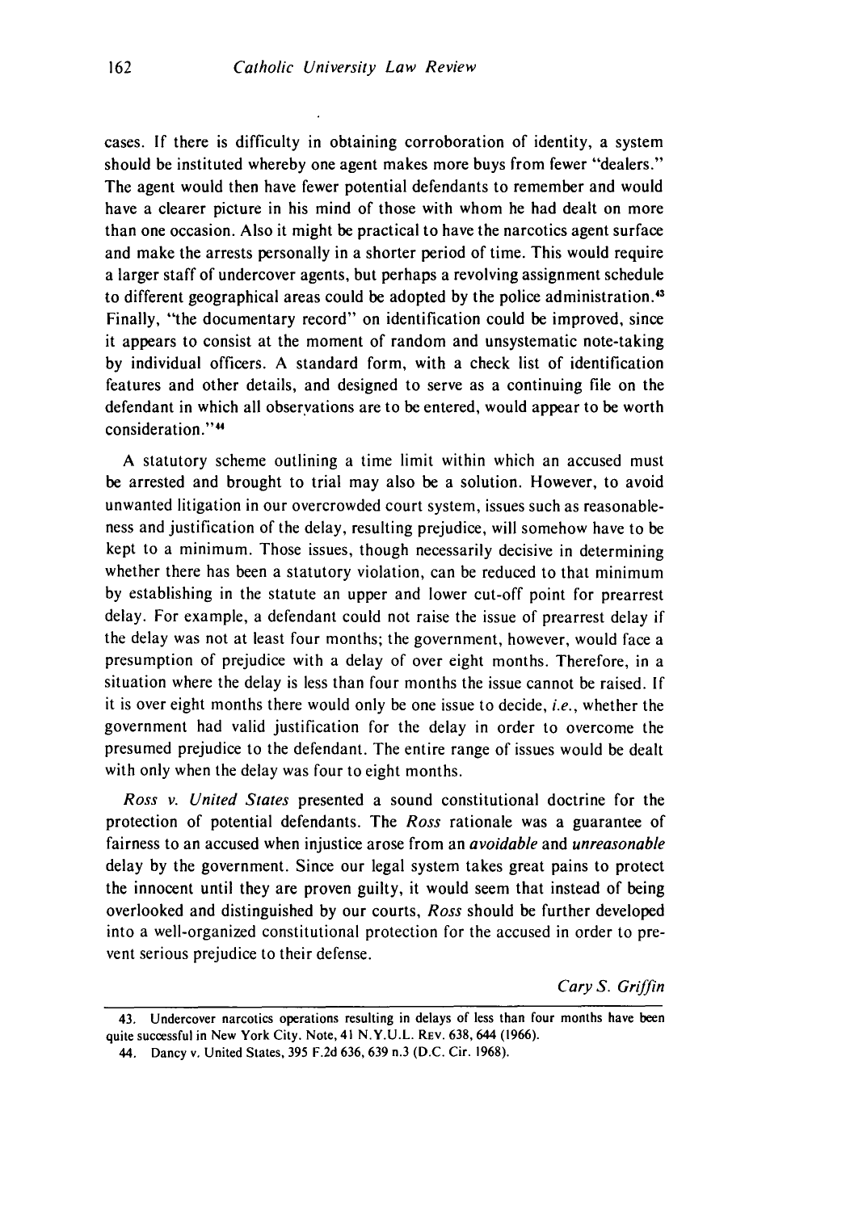cases. If there is difficulty in obtaining corroboration of identity, a system should be instituted whereby one agent makes more buys from fewer "dealers." The agent would then have fewer potential defendants to remember and would have a clearer picture in his mind of those with whom he had dealt on more than one occasion. Also it might be practical to have the narcotics agent surface and make the arrests personally in a shorter period of time. This would require a larger staff of undercover agents, but perhaps a revolving assignment schedule to different geographical areas could be adopted by the police administration.[43] Finally, "the documentary record" on identification could be improved, since it appears to consist at the moment of random and unsystematic note-taking by individual officers. A standard form, with a check list of identification features and other details, and designed to serve as a continuing file on the defendant in which all observations are to be entered, would appear to be worth consideration."[44]

A statutory scheme outlining a time limit within which an accused must be arrested and brought to trial may also be a solution. However, to avoid unwanted litigation in our overcrowded court system, issues such as reasonableness and justification of the delay, resulting prejudice, will somehow have to be kept to a minimum. Those issues, though necessarily decisive in determining whether there has been a statutory violation, can be reduced to that minimum by establishing in the statute an upper and lower cut-off point for prearrest delay. For example, a defendant could not raise the issue of prearrest delay if the delay was not at least four months; the government, however, would face a presumption of prejudice with a delay of over eight months. Therefore, in a situation where the delay is less than four months the issue cannot be raised. If it is over eight months there would only be one issue to decide, *i.e.*, whether the government had valid justification for the delay in order to overcome the presumed prejudice to the defendant. The entire range of issues would be dealt with only when the delay was four to eight months.

*Ross v. United States* presented a sound constitutional doctrine for the protection of potential defendants. The *Ross* rationale was a guarantee of fairness to an accused when injustice arose from an *avoidable* and *unreasonable* delay by the government. Since our legal system takes great pains to protect the innocent until they are proven guilty, it would seem that instead of being overlooked and distinguished by our courts, *Ross* should be further developed into a well-organized constitutional protection for the accused in order to prevent serious prejudice to their defense.

*Cary S. Griffin*

---

43. Undercover narcotics operations resulting in delays of less than four months have been quite successful in New York City. Note, 41 N.Y.U.L. REV. 638, 644 (1966).

44. Dancy v. United States, 395 F.2d 636, 639 n.3 (D.C. Cir. 1968).